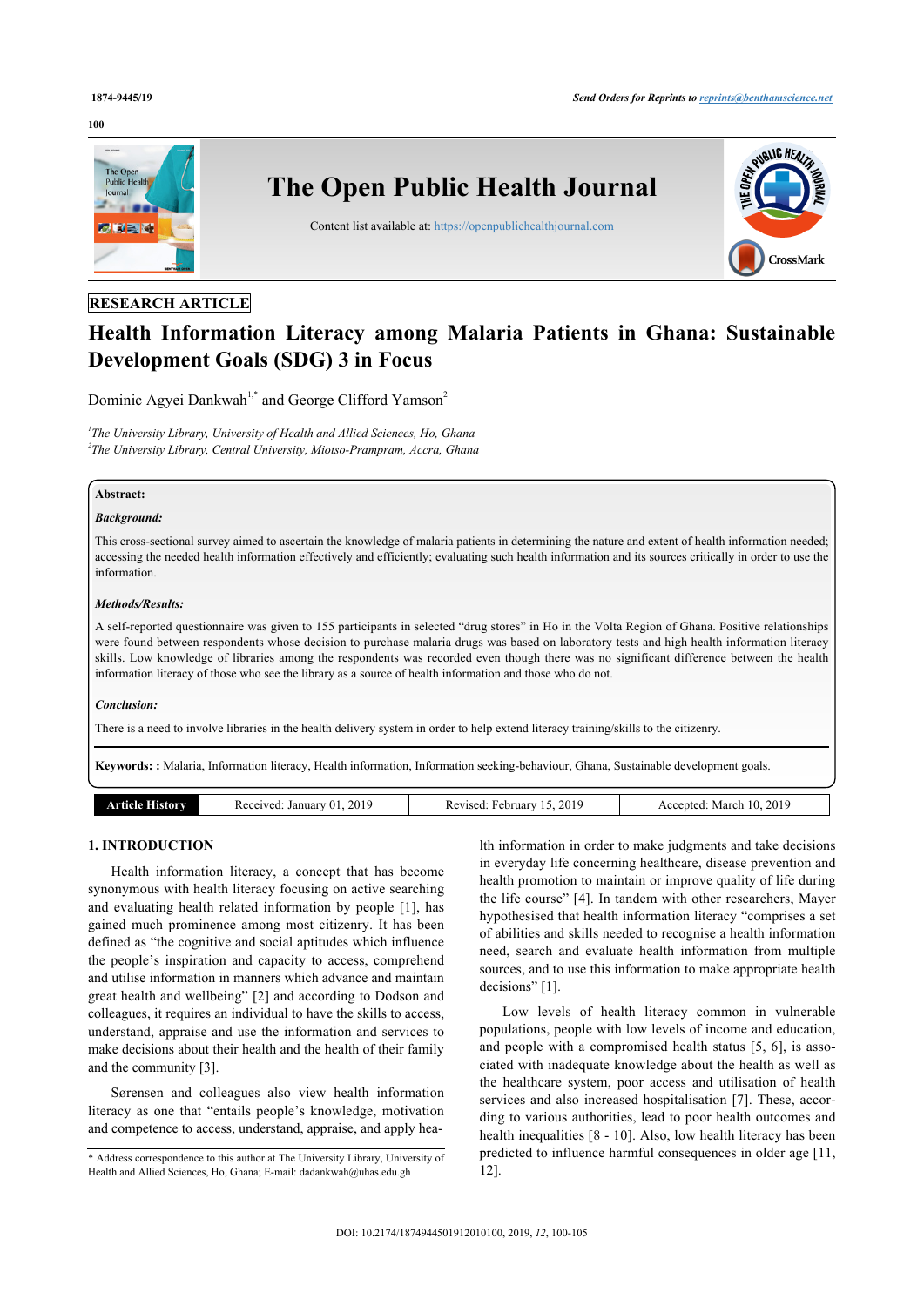RESEARCH ARTICLE

# Health Information Literacy among Malaria Patients in Ghana: Sustainable Development Goals (SDG) 3 in Focus

Dominic Agyei Dankwah[1,*] and George Clifford Yamson[2]

[1]The University Library, University of Health and Allied Sciences, Ho, Ghana
[2]The University Library, Central University, Miotso-Prampram, Accra, Ghana

**Abstract:**

***Background:***

This cross-sectional survey aimed to ascertain the knowledge of malaria patients in determining the nature and extent of health information needed; accessing the needed health information effectively and efficiently; evaluating such health information and its sources critically in order to use the information.

***Methods/Results:***

A self-reported questionnaire was given to 155 participants in selected "drug stores" in Ho in the Volta Region of Ghana. Positive relationships were found between respondents whose decision to purchase malaria drugs was based on laboratory tests and high health information literacy skills. Low knowledge of libraries among the respondents was recorded even though there was no significant difference between the health information literacy of those who see the library as a source of health information and those who do not.

***Conclusion:***

There is a need to involve libraries in the health delivery system in order to help extend literacy training/skills to the citizenry.

**Keywords: :** Malaria, Information literacy, Health information, Information seeking-behaviour, Ghana, Sustainable development goals.

| Article History | Received: January 01, 2019 | Revised: February 15, 2019 | Accepted: March 10, 2019 |
|---|---|---|---|

## 1. INTRODUCTION

Health information literacy, a concept that has become synonymous with health literacy focusing on active searching and evaluating health related information by people [1], has gained much prominence among most citizenry. It has been defined as "the cognitive and social aptitudes which influence the people's inspiration and capacity to access, comprehend and utilise information in manners which advance and maintain great health and wellbeing" [2] and according to Dodson and colleagues, it requires an individual to have the skills to access, understand, appraise and use the information and services to make decisions about their health and the health of their family and the community [3].

Sørensen and colleagues also view health information literacy as one that "entails people's knowledge, motivation and competence to access, understand, appraise, and apply health information in order to make judgments and take decisions in everyday life concerning healthcare, disease prevention and health promotion to maintain or improve quality of life during the life course" [4]. In tandem with other researchers, Mayer hypothesised that health information literacy "comprises a set of abilities and skills needed to recognise a health information need, search and evaluate health information from multiple sources, and to use this information to make appropriate health decisions" [1].

Low levels of health literacy common in vulnerable populations, people with low levels of income and education, and people with a compromised health status [5, 6], is associated with inadequate knowledge about the health as well as the healthcare system, poor access and utilisation of health services and also increased hospitalisation [7]. These, according to various authorities, lead to poor health outcomes and health inequalities [8 - 10]. Also, low health literacy has been predicted to influence harmful consequences in older age [11, 12].

* Address correspondence to this author at The University Library, University of Health and Allied Sciences, Ho, Ghana; E-mail: dadankwah@uhas.edu.gh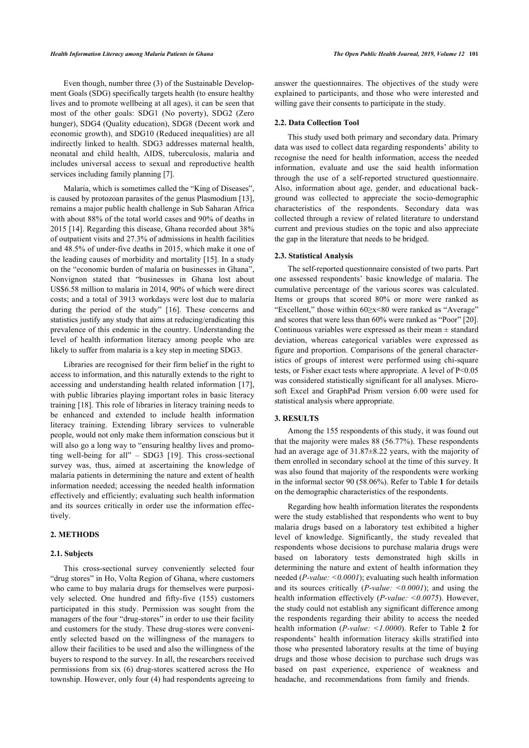Even though, number three (3) of the Sustainable Development Goals (SDG) specifically targets health (to ensure healthy lives and to promote wellbeing at all ages), it can be seen that most of the other goals: SDG1 (No poverty), SDG2 (Zero hunger), SDG4 (Quality education), SDG8 (Decent work and economic growth), and SDG10 (Reduced inequalities) are all indirectly linked to health. SDG3 addresses maternal health, neonatal and child health, AIDS, tuberculosis, malaria and includes universal access to sexual and reproductive health services including family planning [7].

Malaria, which is sometimes called the "King of Diseases", is caused by protozoan parasites of the genus Plasmodium [13], remains a major public health challenge in Sub Saharan Africa with about 88% of the total world cases and 90% of deaths in 2015 [14]. Regarding this disease, Ghana recorded about 38% of outpatient visits and 27.3% of admissions in health facilities and 48.5% of under-five deaths in 2015, which make it one of the leading causes of morbidity and mortality [15]. In a study on the "economic burden of malaria on businesses in Ghana", Nonvignon stated that "businesses in Ghana lost about US$6.58 million to malaria in 2014, 90% of which were direct costs; and a total of 3913 workdays were lost due to malaria during the period of the study" [16]. These concerns and statistics justify any study that aims at reducing/eradicating this prevalence of this endemic in the country. Understanding the level of health information literacy among people who are likely to suffer from malaria is a key step in meeting SDG3.

Libraries are recognised for their firm belief in the right to access to information, and this naturally extends to the right to accessing and understanding health related information [17], with public libraries playing important roles in basic literacy training [18]. This role of libraries in literacy training needs to be enhanced and extended to include health information literacy training. Extending library services to vulnerable people, would not only make them information conscious but it will also go a long way to "ensuring healthy lives and promoting well-being for all" – SDG3 [19]. This cross-sectional survey was, thus, aimed at ascertaining the knowledge of malaria patients in determining the nature and extent of health information needed; accessing the needed health information effectively and efficiently; evaluating such health information and its sources critically in order use the information effectively.

## 2. METHODS

### 2.1. Subjects

This cross-sectional survey conveniently selected four "drug stores" in Ho, Volta Region of Ghana, where customers who came to buy malaria drugs for themselves were purposively selected. One hundred and fifty-five (155) customers participated in this study. Permission was sought from the managers of the four "drug-stores" in order to use their facility and customers for the study. These drug-stores were conveniently selected based on the willingness of the managers to allow their facilities to be used and also the willingness of the buyers to respond to the survey. In all, the researchers received permissions from six (6) drug-stores scattered across the Ho township. However, only four (4) had respondents agreeing to answer the questionnaires. The objectives of the study were explained to participants, and those who were interested and willing gave their consents to participate in the study.

### 2.2. Data Collection Tool

This study used both primary and secondary data. Primary data was used to collect data regarding respondents' ability to recognise the need for health information, access the needed information, evaluate and use the said health information through the use of a self-reported structured questionnaire. Also, information about age, gender, and educational background was collected to appreciate the socio-demographic characteristics of the respondents. Secondary data was collected through a review of related literature to understand current and previous studies on the topic and also appreciate the gap in the literature that needs to be bridged.

### 2.3. Statistical Analysis

The self-reported questionnaire consisted of two parts. Part one assessed respondents' basic knowledge of malaria. The cumulative percentage of the various scores was calculated. Items or groups that scored 80% or more were ranked as "Excellent," those within $60 \geq x < 80$ were ranked as "Average" and scores that were less than 60% were ranked as "Poor" [20]. Continuous variables were expressed as their mean ± standard deviation, whereas categorical variables were expressed as figure and proportion. Comparisons of the general characteristics of groups of interest were performed using chi-square tests, or Fisher exact tests where appropriate. A level of $P<0.05$ was considered statistically significant for all analyses. Microsoft Excel and GraphPad Prism version 6.00 were used for statistical analysis where appropriate.

## 3. RESULTS

Among the 155 respondents of this study, it was found out that the majority were males 88 (56.77%). These respondents had an average age of 31.87±8.22 years, with the majority of them enrolled in secondary school at the time of this survey. It was also found that majority of the respondents were working in the informal sector 90 (58.06%). Refer to Table **1** for details on the demographic characteristics of the respondents.

Regarding how health information literates the respondents were the study established that respondents who went to buy malaria drugs based on a laboratory test exhibited a higher level of knowledge. Significantly, the study revealed that respondents whose decisions to purchase malaria drugs were based on laboratory tests demonstrated high skills in determining the nature and extent of health information they needed (*P-value: <0.0001*); evaluating such health information and its sources critically (*P-value: <0.0001*); and using the health information effectively (*P-value: <0.0075*). However, the study could not establish any significant difference among the respondents regarding their ability to access the needed health information (*P-value: <1.0000*). Refer to Table **2** for respondents' health information literacy skills stratified into those who presented laboratory results at the time of buying drugs and those whose decision to purchase such drugs was based on past experience, experience of weakness and headache, and recommendations from family and friends.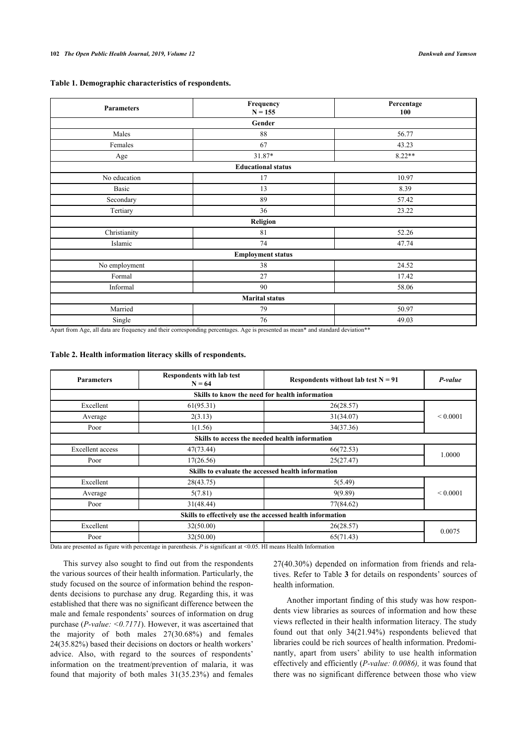**Table 1. Demographic characteristics of respondents.**

| Parameters | Frequency N = 155 | Percentage 100 |
|---|---|---|
| **Gender** | | |
| Males | 88 | 56.77 |
| Females | 67 | 43.23 |
| Age | 31.87* | 8.22** |
| **Educational status** | | |
| No education | 17 | 10.97 |
| Basic | 13 | 8.39 |
| Secondary | 89 | 57.42 |
| Tertiary | 36 | 23.22 |
| **Religion** | | |
| Christianity | 81 | 52.26 |
| Islamic | 74 | 47.74 |
| **Employment status** | | |
| No employment | 38 | 24.52 |
| Formal | 27 | 17.42 |
| Informal | 90 | 58.06 |
| **Marital status** | | |
| Married | 79 | 50.97 |
| Single | 76 | 49.03 |

Apart from Age, all data are frequency and their corresponding percentages. Age is presented as mean* and standard deviation**

**Table 2. Health information literacy skills of respondents.**

| Parameters | Respondents with lab test N = 64 | Respondents without lab test N = 91 | *P-value* |
|---|---|---|---|
| **Skills to know the need for health information** | | | |
| Excellent | 61(95.31) | 26(28.57) | < 0.0001 |
| Average | 2(3.13) | 31(34.07) | |
| Poor | 1(1.56) | 34(37.36) | |
| **Skills to access the needed health information** | | | |
| Excellent access | 47(73.44) | 66(72.53) | 1.0000 |
| Poor | 17(26.56) | 25(27.47) | |
| **Skills to evaluate the accessed health information** | | | |
| Excellent | 28(43.75) | 5(5.49) | < 0.0001 |
| Average | 5(7.81) | 9(9.89) | |
| Poor | 31(48.44) | 77(84.62) | |
| **Skills to effectively use the accessed health information** | | | |
| Excellent | 32(50.00) | 26(28.57) | 0.0075 |
| Poor | 32(50.00) | 65(71.43) | |

Data are presented as figure with percentage in parenthesis. *P* is significant at <0.05. HI means Health Information

This survey also sought to find out from the respondents the various sources of their health information. Particularly, the study focused on the source of information behind the respondents decisions to purchase any drug. Regarding this, it was established that there was no significant difference between the male and female respondents' sources of information on drug purchase (*P-value: <0.7171*). However, it was ascertained that the majority of both males 27(30.68%) and females 24(35.82%) based their decisions on doctors or health workers' advice. Also, with regard to the sources of respondents' information on the treatment/prevention of malaria, it was found that majority of both males 31(35.23%) and females 27(40.30%) depended on information from friends and relatives. Refer to Table **3** for details on respondents' sources of health information.

Another important finding of this study was how respondents view libraries as sources of information and how these views reflected in their health information literacy. The study found out that only 34(21.94%) respondents believed that libraries could be rich sources of health information. Predominantly, apart from users' ability to use health information effectively and efficiently (*P-value: 0.0086),* it was found that there was no significant difference between those who view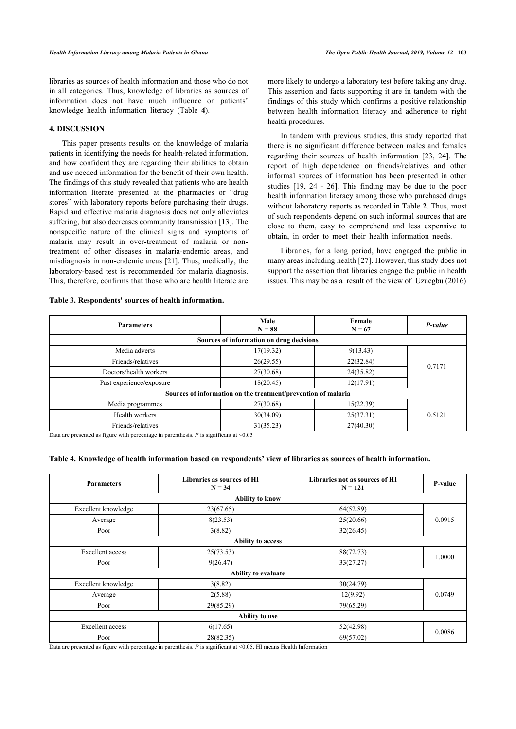libraries as sources of health information and those who do not in all categories. Thus, knowledge of libraries as sources of information does not have much influence on patients' knowledge health information literacy (Table **4**).

## 4. DISCUSSION

This paper presents results on the knowledge of malaria patients in identifying the needs for health-related information, and how confident they are regarding their abilities to obtain and use needed information for the benefit of their own health. The findings of this study revealed that patients who are health information literate presented at the pharmacies or "drug stores" with laboratory reports before purchasing their drugs. Rapid and effective malaria diagnosis does not only alleviates suffering, but also decreases community transmission [13]. The nonspecific nature of the clinical signs and symptoms of malaria may result in over-treatment of malaria or non-treatment of other diseases in malaria-endemic areas, and misdiagnosis in non-endemic areas [21]. Thus, medically, the laboratory-based test is recommended for malaria diagnosis. This, therefore, confirms that those who are health literate are more likely to undergo a laboratory test before taking any drug. This assertion and facts supporting it are in tandem with the findings of this study which confirms a positive relationship between health information literacy and adherence to right health procedures.

In tandem with previous studies, this study reported that there is no significant difference between males and females regarding their sources of health information [23, 24]. The report of high dependence on friends/relatives and other informal sources of information has been presented in other studies [19, 24 - 26]. This finding may be due to the poor health information literacy among those who purchased drugs without laboratory reports as recorded in Table **2**. Thus, most of such respondents depend on such informal sources that are close to them, easy to comprehend and less expensive to obtain, in order to meet their health information needs.

Libraries, for a long period, have engaged the public in many areas including health [27]. However, this study does not support the assertion that libraries engage the public in health issues. This may be as a result of the view of Uzuegbu (2016)

**Table 3. Respondents' sources of health information.**

| Parameters | Male N = 88 | Female N = 67 | *P-value* |
|---|---|---|---|
| **Sources of information on drug decisions** | | | |
| Media adverts | 17(19.32) | 9(13.43) | 0.7171 |
| Friends/relatives | 26(29.55) | 22(32.84) | |
| Doctors/health workers | 27(30.68) | 24(35.82) | |
| Past experience/exposure | 18(20.45) | 12(17.91) | |
| **Sources of information on the treatment/prevention of malaria** | | | |
| Media programmes | 27(30.68) | 15(22.39) | 0.5121 |
| Health workers | 30(34.09) | 25(37.31) | |
| Friends/relatives | 31(35.23) | 27(40.30) | |

Data are presented as figure with percentage in parenthesis. *P* is significant at <0.05

**Table 4. Knowledge of health information based on respondents' view of libraries as sources of health information.**

| Parameters | Libraries as sources of HI N = 34 | Libraries not as sources of HI N = 121 | P-value |
|---|---|---|---|
| **Ability to know** | | | |
| Excellent knowledge | 23(67.65) | 64(52.89) | 0.0915 |
| Average | 8(23.53) | 25(20.66) | |
| Poor | 3(8.82) | 32(26.45) | |
| **Ability to access** | | | |
| Excellent access | 25(73.53) | 88(72.73) | 1.0000 |
| Poor | 9(26.47) | 33(27.27) | |
| **Ability to evaluate** | | | |
| Excellent knowledge | 3(8.82) | 30(24.79) | 0.0749 |
| Average | 2(5.88) | 12(9.92) | |
| Poor | 29(85.29) | 79(65.29) | |
| **Ability to use** | | | |
| Excellent access | 6(17.65) | 52(42.98) | 0.0086 |
| Poor | 28(82.35) | 69(57.02) | |

Data are presented as figure with percentage in parenthesis. *P* is significant at <0.05. HI means Health Information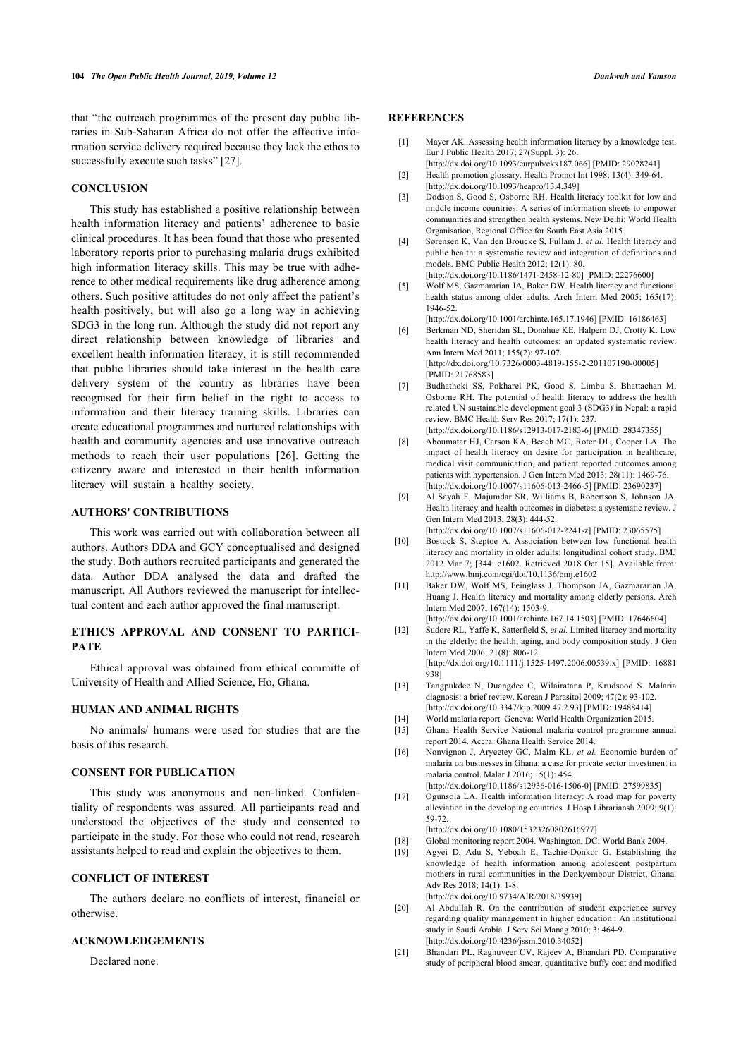that "the outreach programmes of the present day public libraries in Sub-Saharan Africa do not offer the effective information service delivery required because they lack the ethos to successfully execute such tasks" [27].

## CONCLUSION

This study has established a positive relationship between health information literacy and patients' adherence to basic clinical procedures. It has been found that those who presented laboratory reports prior to purchasing malaria drugs exhibited high information literacy skills. This may be true with adherence to other medical requirements like drug adherence among others. Such positive attitudes do not only affect the patient's health positively, but will also go a long way in achieving SDG3 in the long run. Although the study did not report any direct relationship between knowledge of libraries and excellent health information literacy, it is still recommended that public libraries should take interest in the health care delivery system of the country as libraries have been recognised for their firm belief in the right to access to information and their literacy training skills. Libraries can create educational programmes and nurtured relationships with health and community agencies and use innovative outreach methods to reach their user populations [26]. Getting the citizenry aware and interested in their health information literacy will sustain a healthy society.

## AUTHORS' CONTRIBUTIONS

This work was carried out with collaboration between all authors. Authors DDA and GCY conceptualised and designed the study. Both authors recruited participants and generated the data. Author DDA analysed the data and drafted the manuscript. All Authors reviewed the manuscript for intellectual content and each author approved the final manuscript.

## ETHICS APPROVAL AND CONSENT TO PARTICIPATE

Ethical approval was obtained from ethical committe of University of Health and Allied Science, Ho, Ghana.

## HUMAN AND ANIMAL RIGHTS

No animals/ humans were used for studies that are the basis of this research.

## CONSENT FOR PUBLICATION

This study was anonymous and non-linked. Confidentiality of respondents was assured. All participants read and understood the objectives of the study and consented to participate in the study. For those who could not read, research assistants helped to read and explain the objectives to them.

## CONFLICT OF INTEREST

The authors declare no conflicts of interest, financial or otherwise.

## ACKNOWLEDGEMENTS

Declared none.

## REFERENCES

[1] Mayer AK. Assessing health information literacy by a knowledge test. Eur J Public Health 2017; 27(Suppl. 3): 26. [http://dx.doi.org/10.1093/eurpub/ckx187.066] [PMID: 29028241]

[2] Health promotion glossary. Health Promot Int 1998; 13(4): 349-64. [http://dx.doi.org/10.1093/heapro/13.4.349]

[3] Dodson S, Good S, Osborne RH. Health literacy toolkit for low and middle income countries: A series of information sheets to empower communities and strengthen health systems. New Delhi: World Health Organisation, Regional Office for South East Asia 2015.

[4] Sørensen K, Van den Broucke S, Fullam J, *et al.* Health literacy and public health: a systematic review and integration of definitions and models. BMC Public Health 2012; 12(1): 80. [http://dx.doi.org/10.1186/1471-2458-12-80] [PMID: 22276600]

[5] Wolf MS, Gazmararian JA, Baker DW. Health literacy and functional health status among older adults. Arch Intern Med 2005; 165(17): 1946-52. [http://dx.doi.org/10.1001/archinte.165.17.1946] [PMID: 16186463]

[6] Berkman ND, Sheridan SL, Donahue KE, Halpern DJ, Crotty K. Low health literacy and health outcomes: an updated systematic review. Ann Intern Med 2011; 155(2): 97-107. [http://dx.doi.org/10.7326/0003-4819-155-2-201107190-00005] [PMID: 21768583]

[7] Budhathoki SS, Pokharel PK, Good S, Limbu S, Bhattachan M, Osborne RH. The potential of health literacy to address the health related UN sustainable development goal 3 (SDG3) in Nepal: a rapid review. BMC Health Serv Res 2017; 17(1): 237. [http://dx.doi.org/10.1186/s12913-017-2183-6] [PMID: 28347355]

[8] Aboumatar HJ, Carson KA, Beach MC, Roter DL, Cooper LA. The impact of health literacy on desire for participation in healthcare, medical visit communication, and patient reported outcomes among patients with hypertension. J Gen Intern Med 2013; 28(11): 1469-76. [http://dx.doi.org/10.1007/s11606-013-2466-5] [PMID: 23690237]

[9] Al Sayah F, Majumdar SR, Williams B, Robertson S, Johnson JA. Health literacy and health outcomes in diabetes: a systematic review. J Gen Intern Med 2013; 28(3): 444-52. [http://dx.doi.org/10.1007/s11606-012-2241-z] [PMID: 23065575]

[10] Bostock S, Steptoe A. Association between low functional health literacy and mortality in older adults: longitudinal cohort study. BMJ 2012 Mar 7; [344: e1602. Retrieved 2018 Oct 15]. Available from: http://www.bmj.com/cgi/doi/10.1136/bmj.e1602

[11] Baker DW, Wolf MS, Feinglass J, Thompson JA, Gazmararian JA, Huang J. Health literacy and mortality among elderly persons. Arch Intern Med 2007; 167(14): 1503-9. [http://dx.doi.org/10.1001/archinte.167.14.1503] [PMID: 17646604]

[12] Sudore RL, Yaffe K, Satterfield S, *et al.* Limited literacy and mortality in the elderly: the health, aging, and body composition study. J Gen Intern Med 2006; 21(8): 806-12. [http://dx.doi.org/10.1111/j.1525-1497.2006.00539.x] [PMID: 16881938]

[13] Tangpukdee N, Duangdee C, Wilairatana P, Krudsood S. Malaria diagnosis: a brief review. Korean J Parasitol 2009; 47(2): 93-102. [http://dx.doi.org/10.3347/kjp.2009.47.2.93] [PMID: 19488414]

[14] World malaria report. Geneva: World Health Organization 2015.

[15] Ghana Health Service National malaria control programme annual report 2014. Accra: Ghana Health Service 2014.

[16] Nonvignon J, Aryeetey GC, Malm KL, *et al.* Economic burden of malaria on businesses in Ghana: a case for private sector investment in malaria control. Malar J 2016; 15(1): 454. [http://dx.doi.org/10.1186/s12936-016-1506-0] [PMID: 27599835]

[17] Ogunsola LA. Health information literacy: A road map for poverty alleviation in the developing countries. J Hosp Librariansh 2009; 9(1): 59-72. [http://dx.doi.org/10.1080/15323260802616977]

[18] Global monitoring report 2004. Washington, DC: World Bank 2004.

[19] Agyei D, Adu S, Yeboah E, Tachie-Donkor G. Establishing the knowledge of health information among adolescent postpartum mothers in rural communities in the Denkyembour District, Ghana. Adv Res 2018; 14(1): 1-8. [http://dx.doi.org/10.9734/AIR/2018/39939]

[20] Al Abdullah R. On the contribution of student experience survey regarding quality management in higher education : An institutional study in Saudi Arabia. J Serv Sci Manag 2010; 3: 464-9. [http://dx.doi.org/10.4236/jssm.2010.34052]

[21] Bhandari PL, Raghuveer CV, Rajeev A, Bhandari PD. Comparative study of peripheral blood smear, quantitative buffy coat and modified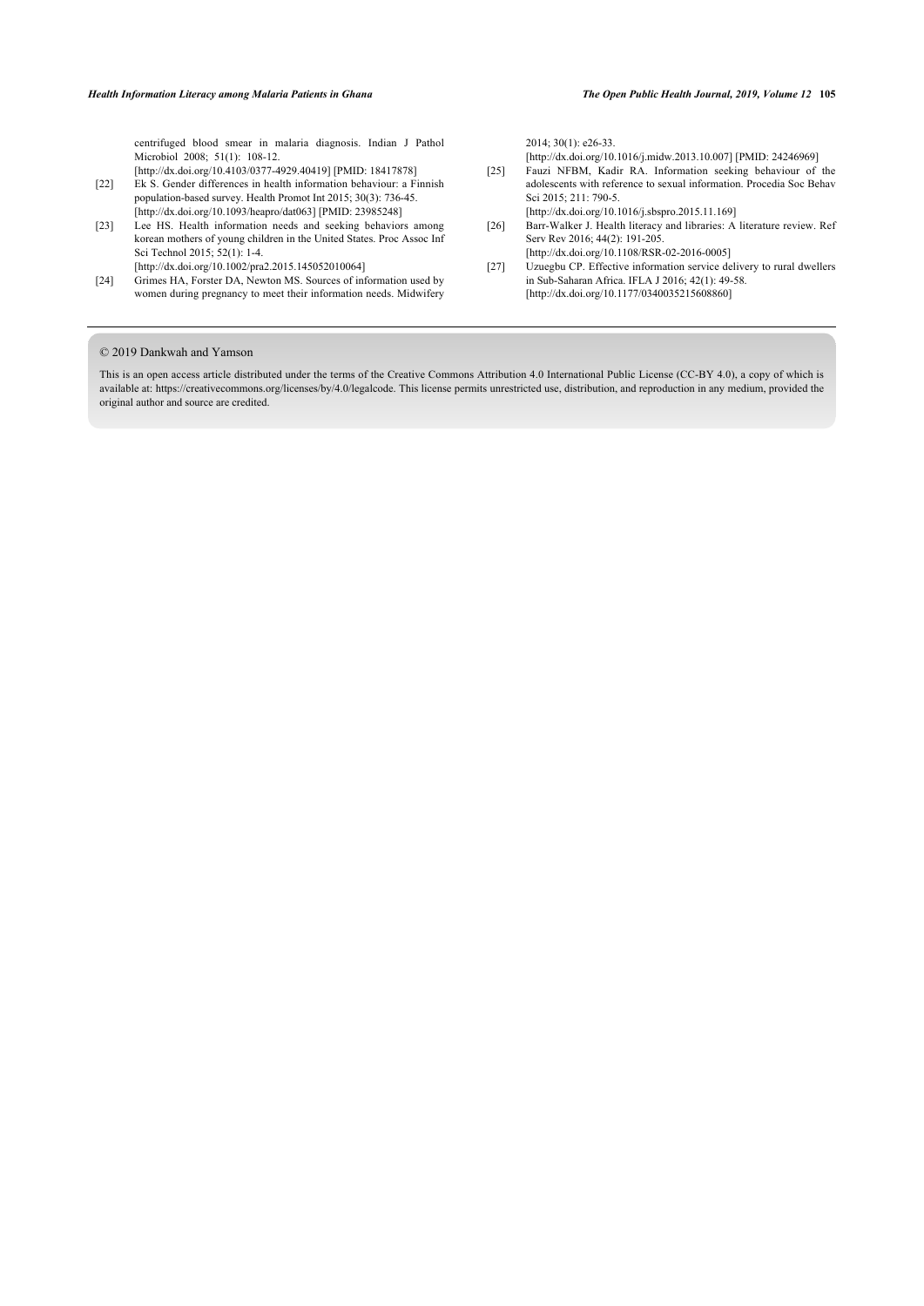centrifuged blood smear in malaria diagnosis. Indian J Pathol Microbiol 2008; 51(1): 108-12.
[http://dx.doi.org/10.4103/0377-4929.40419] [PMID: 18417878]

[22] Ek S. Gender differences in health information behaviour: a Finnish population-based survey. Health Promot Int 2015; 30(3): 736-45.
[http://dx.doi.org/10.1093/heapro/dat063] [PMID: 23985248]

[23] Lee HS. Health information needs and seeking behaviors among korean mothers of young children in the United States. Proc Assoc Inf Sci Technol 2015; 52(1): 1-4.
[http://dx.doi.org/10.1002/pra2.2015.145052010064]

[24] Grimes HA, Forster DA, Newton MS. Sources of information used by women during pregnancy to meet their information needs. Midwifery 2014; 30(1): e26-33.
[http://dx.doi.org/10.1016/j.midw.2013.10.007] [PMID: 24246969]

[25] Fauzi NFBM, Kadir RA. Information seeking behaviour of the adolescents with reference to sexual information. Procedia Soc Behav Sci 2015; 211: 790-5.
[http://dx.doi.org/10.1016/j.sbspro.2015.11.169]

[26] Barr-Walker J. Health literacy and libraries: A literature review. Ref Serv Rev 2016; 44(2): 191-205.
[http://dx.doi.org/10.1108/RSR-02-2016-0005]

[27] Uzuegbu CP. Effective information service delivery to rural dwellers in Sub-Saharan Africa. IFLA J 2016; 42(1): 49-58.
[http://dx.doi.org/10.1177/0340035215608860]

© 2019 Dankwah and Yamson

This is an open access article distributed under the terms of the Creative Commons Attribution 4.0 International Public License (CC-BY 4.0), a copy of which is available at: https://creativecommons.org/licenses/by/4.0/legalcode. This license permits unrestricted use, distribution, and reproduction in any medium, provided the original author and source are credited.